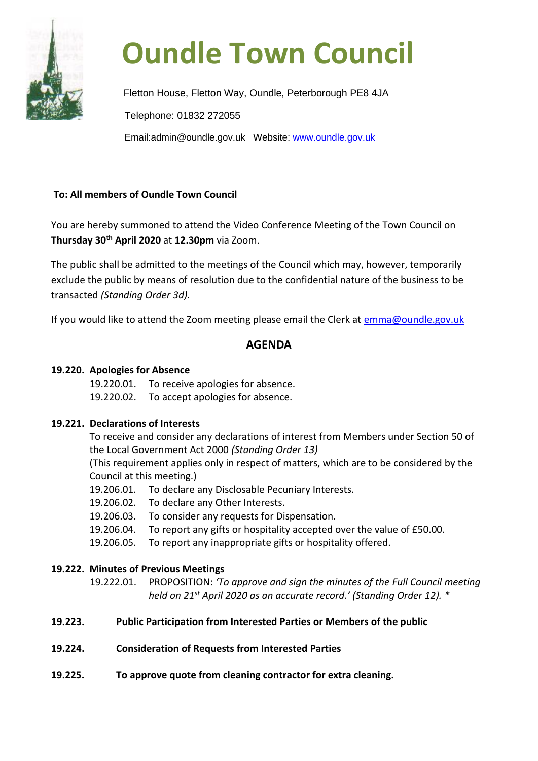# Oundle Town Council

Fletton House, Fletton Way, Oundle, Peterborough PE8 4JA

Telephone: 01832 272055

Email:admin@oundle.gov.uk   Website: www.oundle.gov.uk

---

**To: All members of Oundle Town Council**

You are hereby summoned to attend the Video Conference Meeting of the Town Council on **Thursday 30th April 2020** at **12.30pm** via Zoom.

The public shall be admitted to the meetings of the Council which may, however, temporarily exclude the public by means of resolution due to the confidential nature of the business to be transacted *(Standing Order 3d).*

If you would like to attend the Zoom meeting please email the Clerk at emma@oundle.gov.uk

## AGENDA

**19.220. Apologies for Absence**

19.220.01. To receive apologies for absence.
19.220.02. To accept apologies for absence.

**19.221. Declarations of Interests**

To receive and consider any declarations of interest from Members under Section 50 of the Local Government Act 2000 *(Standing Order 13)*
(This requirement applies only in respect of matters, which are to be considered by the Council at this meeting.)

19.206.01. To declare any Disclosable Pecuniary Interests.
19.206.02. To declare any Other Interests.
19.206.03. To consider any requests for Dispensation.
19.206.04. To report any gifts or hospitality accepted over the value of £50.00.
19.206.05. To report any inappropriate gifts or hospitality offered.

**19.222. Minutes of Previous Meetings**

19.222.01. PROPOSITION: *'To approve and sign the minutes of the Full Council meeting held on 21st April 2020 as an accurate record.' (Standing Order 12). **

**19.223. Public Participation from Interested Parties or Members of the public**

**19.224. Consideration of Requests from Interested Parties**

**19.225. To approve quote from cleaning contractor for extra cleaning.**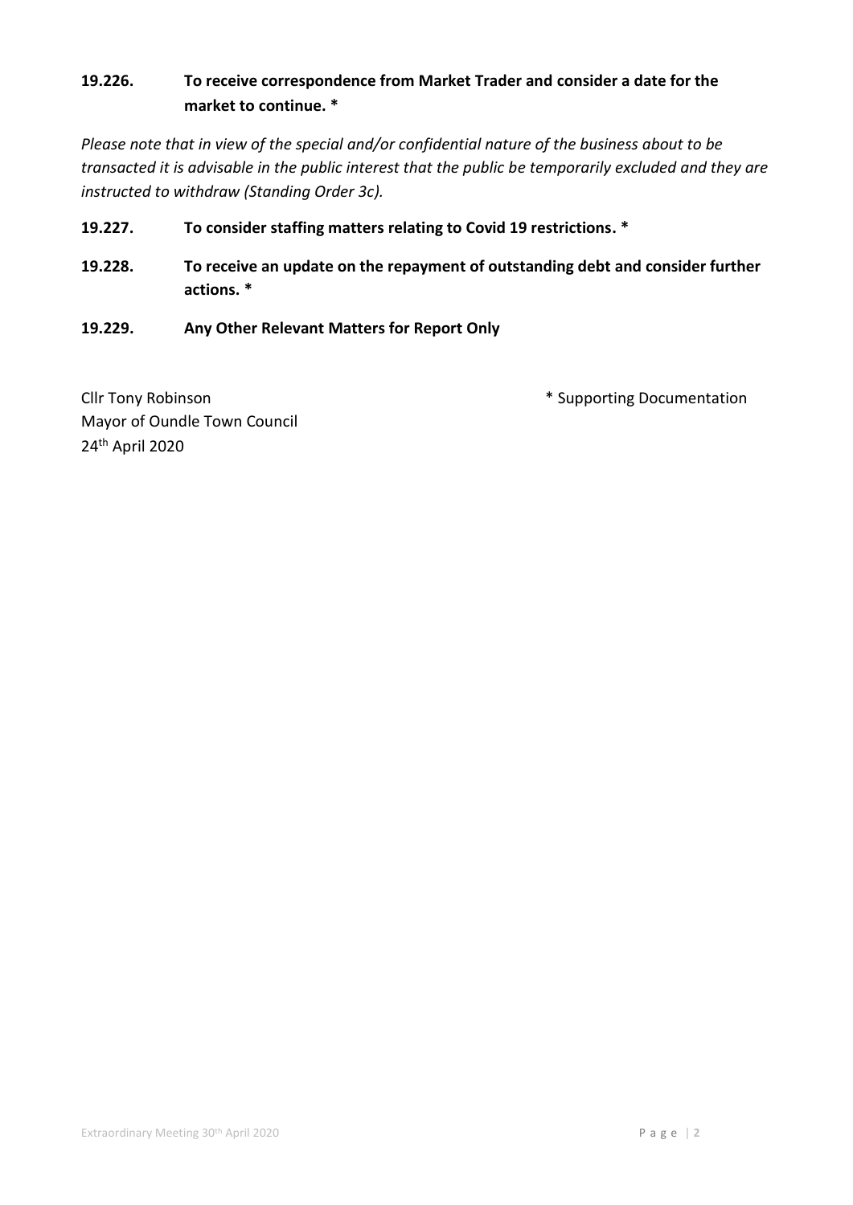**19.226. To receive correspondence from Market Trader and consider a date for the market to continue. ***

*Please note that in view of the special and/or confidential nature of the business about to be transacted it is advisable in the public interest that the public be temporarily excluded and they are instructed to withdraw (Standing Order 3c).*

**19.227. To consider staffing matters relating to Covid 19 restrictions. ***

**19.228. To receive an update on the repayment of outstanding debt and consider further actions. ***

**19.229. Any Other Relevant Matters for Report Only**

Cllr Tony Robinson
Mayor of Oundle Town Council
24th April 2020

* Supporting Documentation